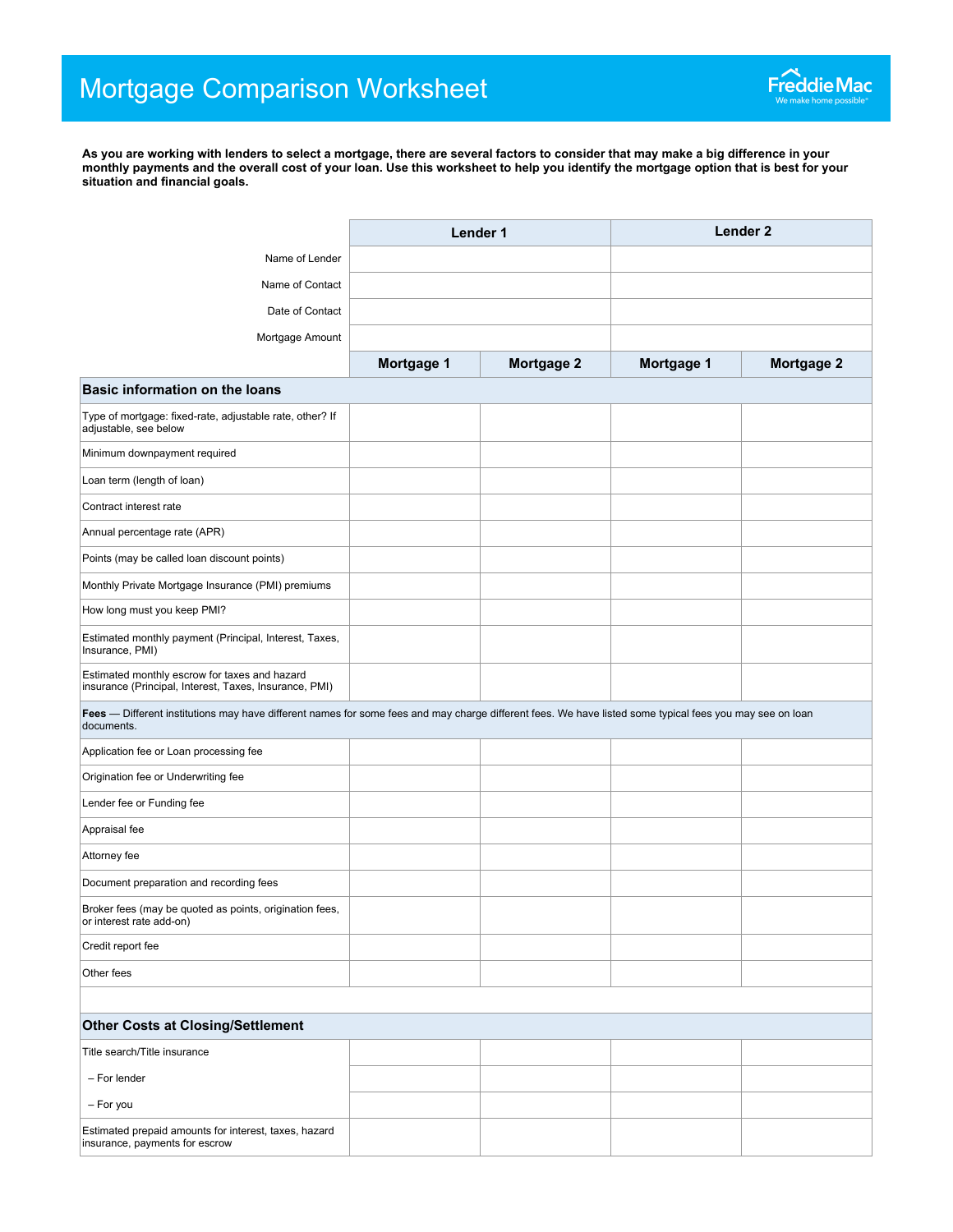# Mortgage Comparison Worksheet

**As you are working with lenders to select a mortgage, there are several factors to consider that may make a big difference in your monthly payments and the overall cost of your loan. Use this worksheet to help you identify the mortgage option that is best for your situation and financial goals.**

| | Lender 1 | | Lender 2 | |
|---|---|---|---|---|
| Name of Lender | | | | |
| Name of Contact | | | | |
| Date of Contact | | | | |
| Mortgage Amount | | | | |
| | **Mortgage 1** | **Mortgage 2** | **Mortgage 1** | **Mortgage 2** |
| **Basic information on the loans** | | | | |
| Type of mortgage: fixed-rate, adjustable rate, other? If adjustable, see below | | | | |
| Minimum downpayment required | | | | |
| Loan term (length of loan) | | | | |
| Contract interest rate | | | | |
| Annual percentage rate (APR) | | | | |
| Points (may be called loan discount points) | | | | |
| Monthly Private Mortgage Insurance (PMI) premiums | | | | |
| How long must you keep PMI? | | | | |
| Estimated monthly payment (Principal, Interest, Taxes, Insurance, PMI) | | | | |
| Estimated monthly escrow for taxes and hazard insurance (Principal, Interest, Taxes, Insurance, PMI) | | | | |
| **Fees** — Different institutions may have different names for some fees and may charge different fees. We have listed some typical fees you may see on loan documents. | | | | |
| Application fee or Loan processing fee | | | | |
| Origination fee or Underwriting fee | | | | |
| Lender fee or Funding fee | | | | |
| Appraisal fee | | | | |
| Attorney fee | | | | |
| Document preparation and recording fees | | | | |
| Broker fees (may be quoted as points, origination fees, or interest rate add-on) | | | | |
| Credit report fee | | | | |
| Other fees | | | | |
| | | | | |
| **Other Costs at Closing/Settlement** | | | | |
| Title search/Title insurance | | | | |
| – For lender | | | | |
| – For you | | | | |
| Estimated prepaid amounts for interest, taxes, hazard insurance, payments for escrow | | | | |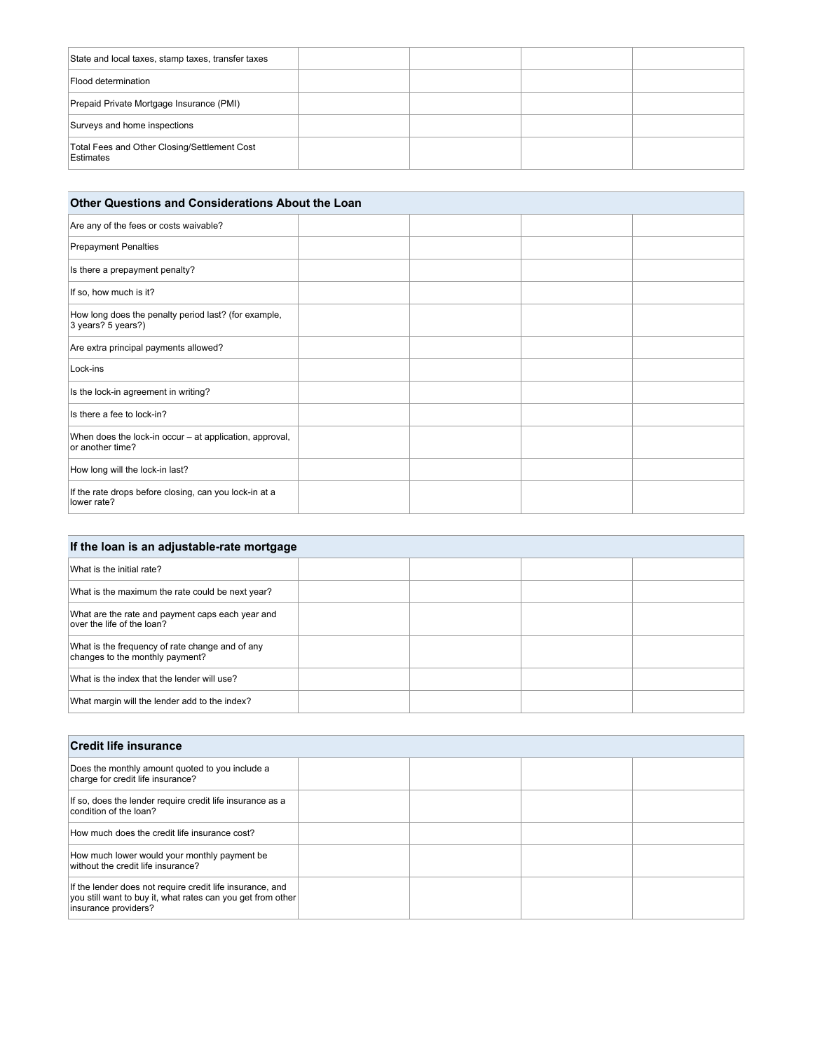| | | | | |
|---|---|---|---|---|
| State and local taxes, stamp taxes, transfer taxes | | | | |
| Flood determination | | | | |
| Prepaid Private Mortgage Insurance (PMI) | | | | |
| Surveys and home inspections | | | | |
| Total Fees and Other Closing/Settlement Cost Estimates | | | | |

| Other Questions and Considerations About the Loan | | | | |
|---|---|---|---|---|
| Are any of the fees or costs waivable? | | | | |
| Prepayment Penalties | | | | |
| Is there a prepayment penalty? | | | | |
| If so, how much is it? | | | | |
| How long does the penalty period last? (for example, 3 years? 5 years?) | | | | |
| Are extra principal payments allowed? | | | | |
| Lock-ins | | | | |
| Is the lock-in agreement in writing? | | | | |
| Is there a fee to lock-in? | | | | |
| When does the lock-in occur – at application, approval, or another time? | | | | |
| How long will the lock-in last? | | | | |
| If the rate drops before closing, can you lock-in at a lower rate? | | | | |

| If the loan is an adjustable-rate mortgage | | | | |
|---|---|---|---|---|
| What is the initial rate? | | | | |
| What is the maximum the rate could be next year? | | | | |
| What are the rate and payment caps each year and over the life of the loan? | | | | |
| What is the frequency of rate change and of any changes to the monthly payment? | | | | |
| What is the index that the lender will use? | | | | |
| What margin will the lender add to the index? | | | | |

| Credit life insurance | | | | |
|---|---|---|---|---|
| Does the monthly amount quoted to you include a charge for credit life insurance? | | | | |
| If so, does the lender require credit life insurance as a condition of the loan? | | | | |
| How much does the credit life insurance cost? | | | | |
| How much lower would your monthly payment be without the credit life insurance? | | | | |
| If the lender does not require credit life insurance, and you still want to buy it, what rates can you get from other insurance providers? | | | | |